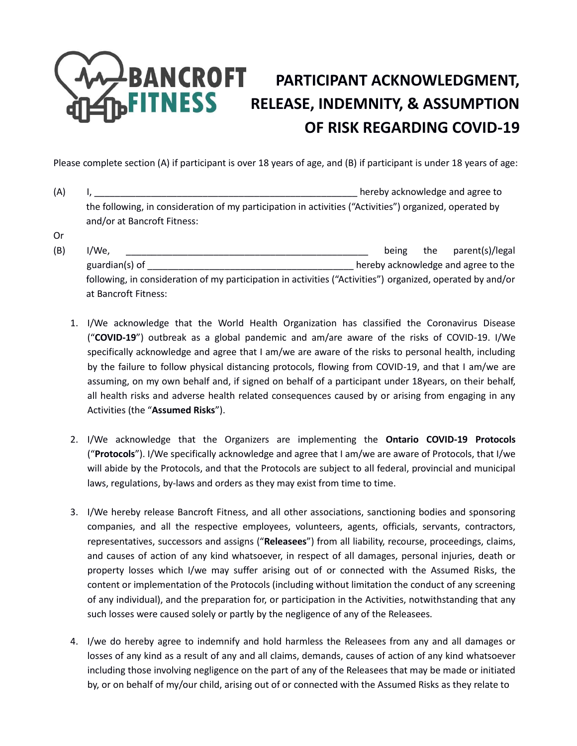BANCROFT FITNESS

# PARTICIPANT ACKNOWLEDGMENT, RELEASE, INDEMNITY, & ASSUMPTION OF RISK REGARDING COVID-19

Please complete section (A) if participant is over 18 years of age, and (B) if participant is under 18 years of age:

(A) I, ____________________________________________________ hereby acknowledge and agree to the following, in consideration of my participation in activities ("Activities") organized, operated by and/or at Bancroft Fitness:

Or

(B) I/We, ________________________________________________ being the parent(s)/legal guardian(s) of ___________________________________________ hereby acknowledge and agree to the following, in consideration of my participation in activities ("Activities") organized, operated by and/or at Bancroft Fitness:

1. I/We acknowledge that the World Health Organization has classified the Coronavirus Disease ("**COVID-19**") outbreak as a global pandemic and am/are aware of the risks of COVID-19. I/We specifically acknowledge and agree that I am/we are aware of the risks to personal health, including by the failure to follow physical distancing protocols, flowing from COVID-19, and that I am/we are assuming, on my own behalf and, if signed on behalf of a participant under 18years, on their behalf, all health risks and adverse health related consequences caused by or arising from engaging in any Activities (the "**Assumed Risks**").

2. I/We acknowledge that the Organizers are implementing the **Ontario COVID-19 Protocols** ("**Protocols**"). I/We specifically acknowledge and agree that I am/we are aware of Protocols, that I/we will abide by the Protocols, and that the Protocols are subject to all federal, provincial and municipal laws, regulations, by-laws and orders as they may exist from time to time.

3. I/We hereby release Bancroft Fitness, and all other associations, sanctioning bodies and sponsoring companies, and all the respective employees, volunteers, agents, officials, servants, contractors, representatives, successors and assigns ("**Releasees**") from all liability, recourse, proceedings, claims, and causes of action of any kind whatsoever, in respect of all damages, personal injuries, death or property losses which I/we may suffer arising out of or connected with the Assumed Risks, the content or implementation of the Protocols (including without limitation the conduct of any screening of any individual), and the preparation for, or participation in the Activities, notwithstanding that any such losses were caused solely or partly by the negligence of any of the Releasees.

4. I/we do hereby agree to indemnify and hold harmless the Releasees from any and all damages or losses of any kind as a result of any and all claims, demands, causes of action of any kind whatsoever including those involving negligence on the part of any of the Releasees that may be made or initiated by, or on behalf of my/our child, arising out of or connected with the Assumed Risks as they relate to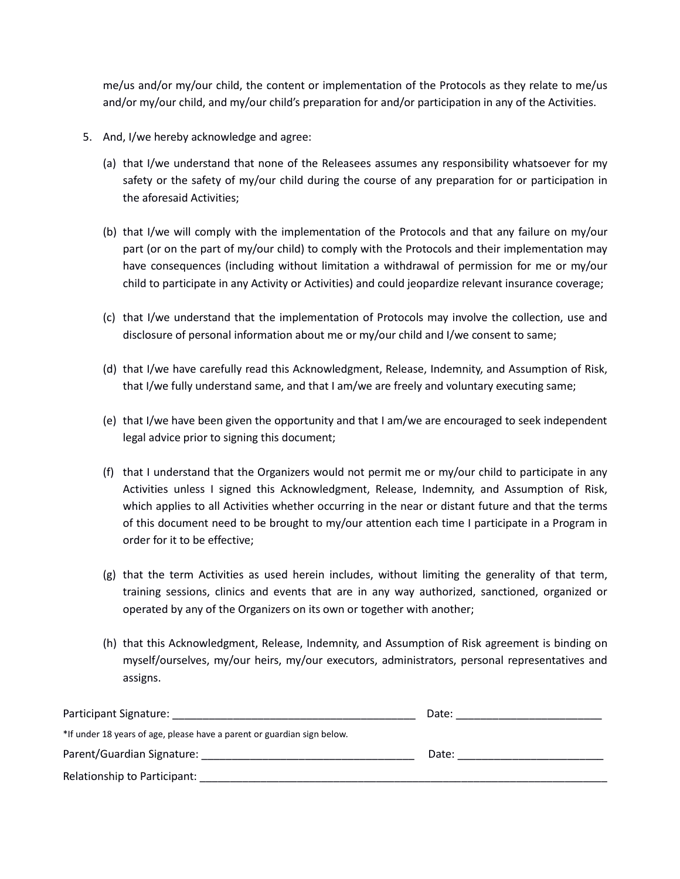me/us and/or my/our child, the content or implementation of the Protocols as they relate to me/us and/or my/our child, and my/our child's preparation for and/or participation in any of the Activities.

5. And, I/we hereby acknowledge and agree:

   (a) that I/we understand that none of the Releasees assumes any responsibility whatsoever for my safety or the safety of my/our child during the course of any preparation for or participation in the aforesaid Activities;

   (b) that I/we will comply with the implementation of the Protocols and that any failure on my/our part (or on the part of my/our child) to comply with the Protocols and their implementation may have consequences (including without limitation a withdrawal of permission for me or my/our child to participate in any Activity or Activities) and could jeopardize relevant insurance coverage;

   (c) that I/we understand that the implementation of Protocols may involve the collection, use and disclosure of personal information about me or my/our child and I/we consent to same;

   (d) that I/we have carefully read this Acknowledgment, Release, Indemnity, and Assumption of Risk, that I/we fully understand same, and that I am/we are freely and voluntary executing same;

   (e) that I/we have been given the opportunity and that I am/we are encouraged to seek independent legal advice prior to signing this document;

   (f) that I understand that the Organizers would not permit me or my/our child to participate in any Activities unless I signed this Acknowledgment, Release, Indemnity, and Assumption of Risk, which applies to all Activities whether occurring in the near or distant future and that the terms of this document need to be brought to my/our attention each time I participate in a Program in order for it to be effective;

   (g) that the term Activities as used herein includes, without limiting the generality of that term, training sessions, clinics and events that are in any way authorized, sanctioned, organized or operated by any of the Organizers on its own or together with another;

   (h) that this Acknowledgment, Release, Indemnity, and Assumption of Risk agreement is binding on myself/ourselves, my/our heirs, my/our executors, administrators, personal representatives and assigns.

Participant Signature: ________________________________________ Date: ________________________

*If under 18 years of age, please have a parent or guardian sign below.

Parent/Guardian Signature: ___________________________________ Date: ________________________

Relationship to Participant: ______________________________________________________________________